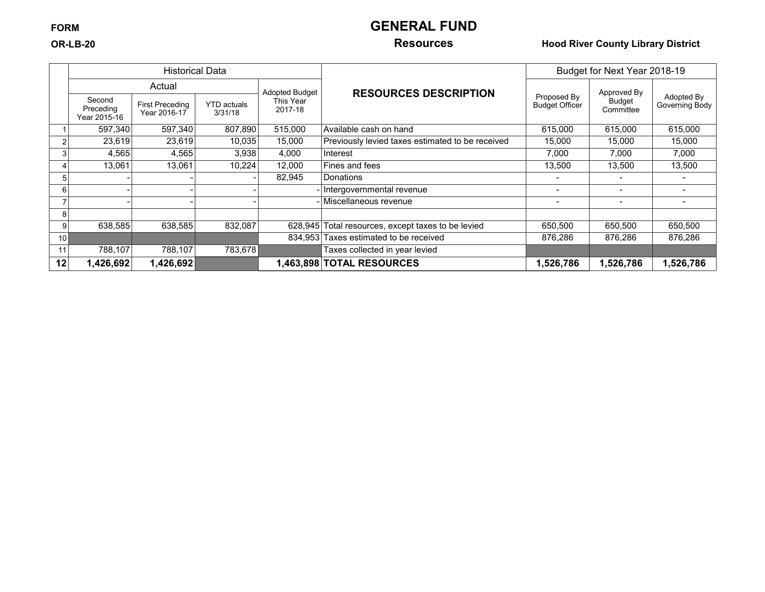FORM

OR-LB-20

# GENERAL FUND

## Resources

**Hood River County Library District**

| | Historical Data | | | | RESOURCES DESCRIPTION | Budget for Next Year 2018-19 | | |
|---|---|---|---|---|---|---|---|---|
| | Actual | | | Adopted Budget This Year 2017-18 | | Proposed By Budget Officer | Approved By Budget Committee | Adopted By Governing Body |
| | Second Preceding Year 2015-16 | First Preceding Year 2016-17 | YTD actuals 3/31/18 | | | | | |
| 1 | 597,340 | 597,340 | 807,890 | 515,000 | Available cash on hand | 615,000 | 615,000 | 615,000 |
| 2 | 23,619 | 23,619 | 10,035 | 15,000 | Previously levied taxes estimated to be received | 15,000 | 15,000 | 15,000 |
| 3 | 4,565 | 4,565 | 3,938 | 4,000 | Interest | 7,000 | 7,000 | 7,000 |
| 4 | 13,061 | 13,061 | 10,224 | 12,000 | Fines and fees | 13,500 | 13,500 | 13,500 |
| 5 | - | - | - | 82,945 | Donations | - | - | - |
| 6 | - | - | - | - | Intergovernmental revenue | - | - | - |
| 7 | - | - | - | - | Miscellaneous revenue | - | - | - |
| 8 | | | | | | | | |
| 9 | 638,585 | 638,585 | 832,087 | 628,945 | Total resources, except taxes to be levied | 650,500 | 650,500 | 650,500 |
| 10 | | | | 834,953 | Taxes estimated to be received | 876,286 | 876,286 | 876,286 |
| 11 | 788,107 | 788,107 | 783,678 | | Taxes collected in year levied | | | |
| **12** | **1,426,692** | **1,426,692** | | **1,463,898** | **TOTAL RESOURCES** | **1,526,786** | **1,526,786** | **1,526,786** |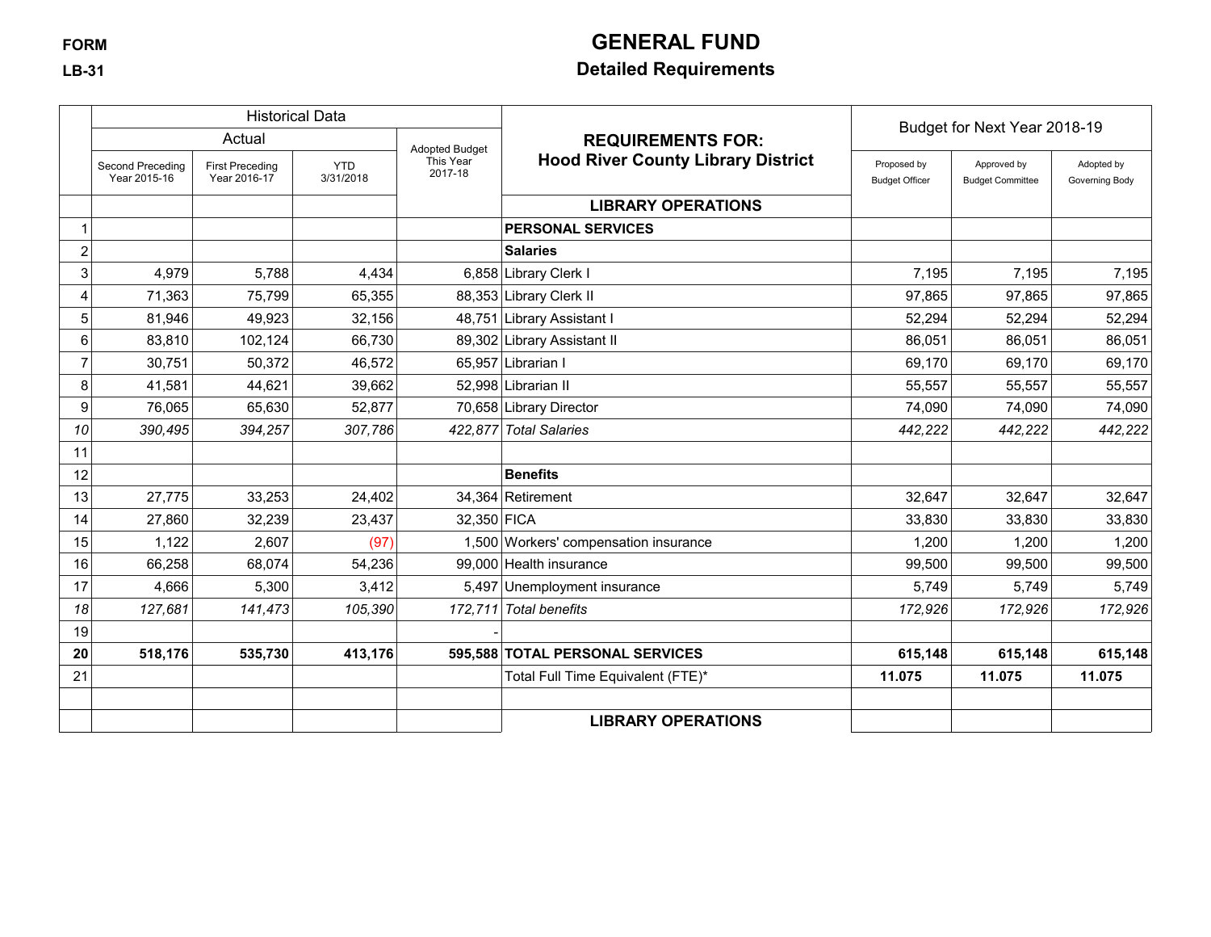FORM

LB-31

# GENERAL FUND

## Detailed Requirements

| | Historical Data | | | | REQUIREMENTS FOR: Hood River County Library District | Budget for Next Year 2018-19 | | |
|---|---|---|---|---|---|---|---|---|
| | Actual | | | Adopted Budget This Year 2017-18 | | | | |
| | Second Preceding Year 2015-16 | First Preceding Year 2016-17 | YTD 3/31/2018 | | | Proposed by Budget Officer | Approved by Budget Committee | Adopted by Governing Body |
| | | | | | **LIBRARY OPERATIONS** | | | |
| 1 | | | | | **PERSONAL SERVICES** | | | |
| 2 | | | | | **Salaries** | | | |
| 3 | 4,979 | 5,788 | 4,434 | 6,858 | Library Clerk I | 7,195 | 7,195 | 7,195 |
| 4 | 71,363 | 75,799 | 65,355 | 88,353 | Library Clerk II | 97,865 | 97,865 | 97,865 |
| 5 | 81,946 | 49,923 | 32,156 | 48,751 | Library Assistant I | 52,294 | 52,294 | 52,294 |
| 6 | 83,810 | 102,124 | 66,730 | 89,302 | Library Assistant II | 86,051 | 86,051 | 86,051 |
| 7 | 30,751 | 50,372 | 46,572 | 65,957 | Librarian I | 69,170 | 69,170 | 69,170 |
| 8 | 41,581 | 44,621 | 39,662 | 52,998 | Librarian II | 55,557 | 55,557 | 55,557 |
| 9 | 76,065 | 65,630 | 52,877 | 70,658 | Library Director | 74,090 | 74,090 | 74,090 |
| *10* | *390,495* | *394,257* | *307,786* | *422,877* | *Total Salaries* | *442,222* | *442,222* | *442,222* |
| 11 | | | | | | | | |
| 12 | | | | | **Benefits** | | | |
| 13 | 27,775 | 33,253 | 24,402 | 34,364 | Retirement | 32,647 | 32,647 | 32,647 |
| 14 | 27,860 | 32,239 | 23,437 | 32,350 | FICA | 33,830 | 33,830 | 33,830 |
| 15 | 1,122 | 2,607 | (97) | 1,500 | Workers' compensation insurance | 1,200 | 1,200 | 1,200 |
| 16 | 66,258 | 68,074 | 54,236 | 99,000 | Health insurance | 99,500 | 99,500 | 99,500 |
| 17 | 4,666 | 5,300 | 3,412 | 5,497 | Unemployment insurance | 5,749 | 5,749 | 5,749 |
| *18* | *127,681* | *141,473* | *105,390* | *172,711* | *Total benefits* | *172,926* | *172,926* | *172,926* |
| 19 | | | | - | | | | |
| **20** | **518,176** | **535,730** | **413,176** | **595,588** | **TOTAL PERSONAL SERVICES** | **615,148** | **615,148** | **615,148** |
| 21 | | | | | Total Full Time Equivalent (FTE)* | **11.075** | **11.075** | **11.075** |
| | | | | | | | | |
| | | | | | **LIBRARY OPERATIONS** | | | |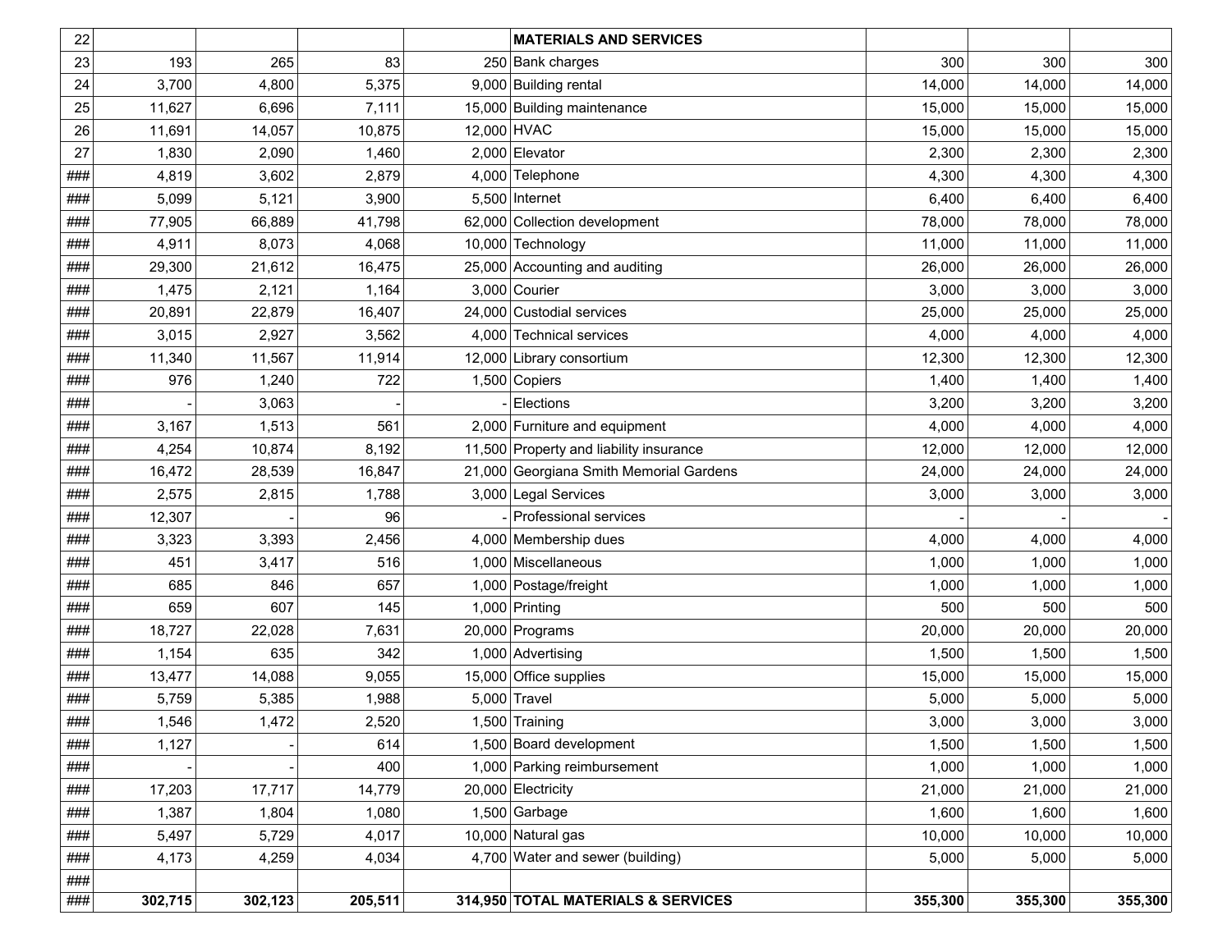| 22 | | | | | MATERIALS AND SERVICES | | | |
|---|---|---|---|---|---|---|---|---|
| 23 | 193 | 265 | 83 | 250 | Bank charges | 300 | 300 | 300 |
| 24 | 3,700 | 4,800 | 5,375 | 9,000 | Building rental | 14,000 | 14,000 | 14,000 |
| 25 | 11,627 | 6,696 | 7,111 | 15,000 | Building maintenance | 15,000 | 15,000 | 15,000 |
| 26 | 11,691 | 14,057 | 10,875 | 12,000 | HVAC | 15,000 | 15,000 | 15,000 |
| 27 | 1,830 | 2,090 | 1,460 | 2,000 | Elevator | 2,300 | 2,300 | 2,300 |
| ### | 4,819 | 3,602 | 2,879 | 4,000 | Telephone | 4,300 | 4,300 | 4,300 |
| ### | 5,099 | 5,121 | 3,900 | 5,500 | Internet | 6,400 | 6,400 | 6,400 |
| ### | 77,905 | 66,889 | 41,798 | 62,000 | Collection development | 78,000 | 78,000 | 78,000 |
| ### | 4,911 | 8,073 | 4,068 | 10,000 | Technology | 11,000 | 11,000 | 11,000 |
| ### | 29,300 | 21,612 | 16,475 | 25,000 | Accounting and auditing | 26,000 | 26,000 | 26,000 |
| ### | 1,475 | 2,121 | 1,164 | 3,000 | Courier | 3,000 | 3,000 | 3,000 |
| ### | 20,891 | 22,879 | 16,407 | 24,000 | Custodial services | 25,000 | 25,000 | 25,000 |
| ### | 3,015 | 2,927 | 3,562 | 4,000 | Technical services | 4,000 | 4,000 | 4,000 |
| ### | 11,340 | 11,567 | 11,914 | 12,000 | Library consortium | 12,300 | 12,300 | 12,300 |
| ### | 976 | 1,240 | 722 | 1,500 | Copiers | 1,400 | 1,400 | 1,400 |
| ### | - | 3,063 | - | - | Elections | 3,200 | 3,200 | 3,200 |
| ### | 3,167 | 1,513 | 561 | 2,000 | Furniture and equipment | 4,000 | 4,000 | 4,000 |
| ### | 4,254 | 10,874 | 8,192 | 11,500 | Property and liability insurance | 12,000 | 12,000 | 12,000 |
| ### | 16,472 | 28,539 | 16,847 | 21,000 | Georgiana Smith Memorial Gardens | 24,000 | 24,000 | 24,000 |
| ### | 2,575 | 2,815 | 1,788 | 3,000 | Legal Services | 3,000 | 3,000 | 3,000 |
| ### | 12,307 | - | 96 | - | Professional services | - | - | - |
| ### | 3,323 | 3,393 | 2,456 | 4,000 | Membership dues | 4,000 | 4,000 | 4,000 |
| ### | 451 | 3,417 | 516 | 1,000 | Miscellaneous | 1,000 | 1,000 | 1,000 |
| ### | 685 | 846 | 657 | 1,000 | Postage/freight | 1,000 | 1,000 | 1,000 |
| ### | 659 | 607 | 145 | 1,000 | Printing | 500 | 500 | 500 |
| ### | 18,727 | 22,028 | 7,631 | 20,000 | Programs | 20,000 | 20,000 | 20,000 |
| ### | 1,154 | 635 | 342 | 1,000 | Advertising | 1,500 | 1,500 | 1,500 |
| ### | 13,477 | 14,088 | 9,055 | 15,000 | Office supplies | 15,000 | 15,000 | 15,000 |
| ### | 5,759 | 5,385 | 1,988 | 5,000 | Travel | 5,000 | 5,000 | 5,000 |
| ### | 1,546 | 1,472 | 2,520 | 1,500 | Training | 3,000 | 3,000 | 3,000 |
| ### | 1,127 | - | 614 | 1,500 | Board development | 1,500 | 1,500 | 1,500 |
| ### | - | - | 400 | 1,000 | Parking reimbursement | 1,000 | 1,000 | 1,000 |
| ### | 17,203 | 17,717 | 14,779 | 20,000 | Electricity | 21,000 | 21,000 | 21,000 |
| ### | 1,387 | 1,804 | 1,080 | 1,500 | Garbage | 1,600 | 1,600 | 1,600 |
| ### | 5,497 | 5,729 | 4,017 | 10,000 | Natural gas | 10,000 | 10,000 | 10,000 |
| ### | 4,173 | 4,259 | 4,034 | 4,700 | Water and sewer (building) | 5,000 | 5,000 | 5,000 |
| ### | | | | | | | | |
| ### | **302,715** | **302,123** | **205,511** | **314,950** | **TOTAL MATERIALS & SERVICES** | **355,300** | **355,300** | **355,300** |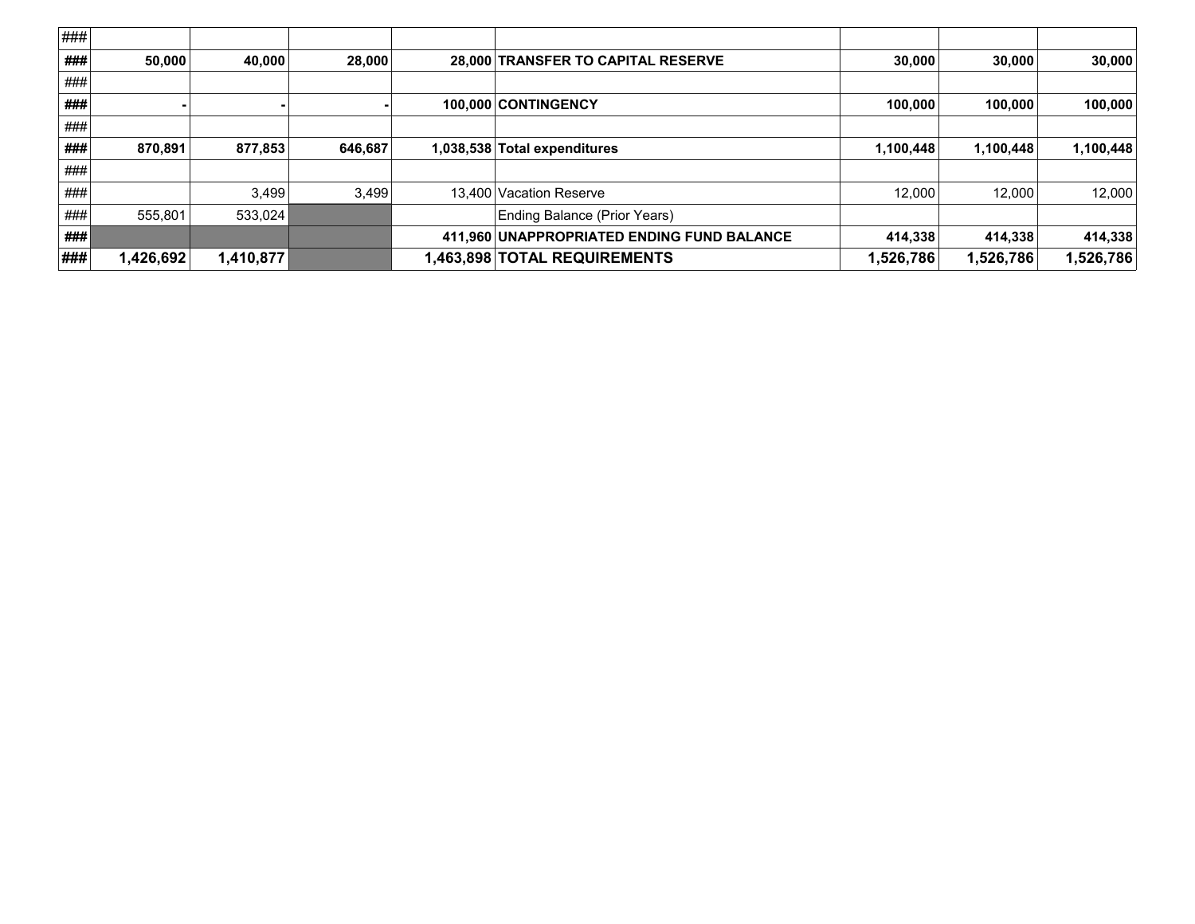| | | | | | | | | |
|---|---|---|---|---|---|---|---|---|
| ### | | | | | | | | |
| ### | **50,000** | **40,000** | **28,000** | **28,000** | **TRANSFER TO CAPITAL RESERVE** | **30,000** | **30,000** | **30,000** |
| ### | | | | | | | | |
| ### | **-** | **-** | **-** | **100,000** | **CONTINGENCY** | **100,000** | **100,000** | **100,000** |
| ### | | | | | | | | |
| ### | **870,891** | **877,853** | **646,687** | **1,038,538** | **Total expenditures** | **1,100,448** | **1,100,448** | **1,100,448** |
| ### | | | | | | | | |
| ### | | 3,499 | 3,499 | 13,400 | Vacation Reserve | 12,000 | 12,000 | 12,000 |
| ### | 555,801 | 533,024 | | | Ending Balance (Prior Years) | | | |
| ### | | | | **411,960** | **UNAPPROPRIATED ENDING FUND BALANCE** | **414,338** | **414,338** | **414,338** |
| ### | **1,426,692** | **1,410,877** | | **1,463,898** | **TOTAL REQUIREMENTS** | **1,526,786** | **1,526,786** | **1,526,786** |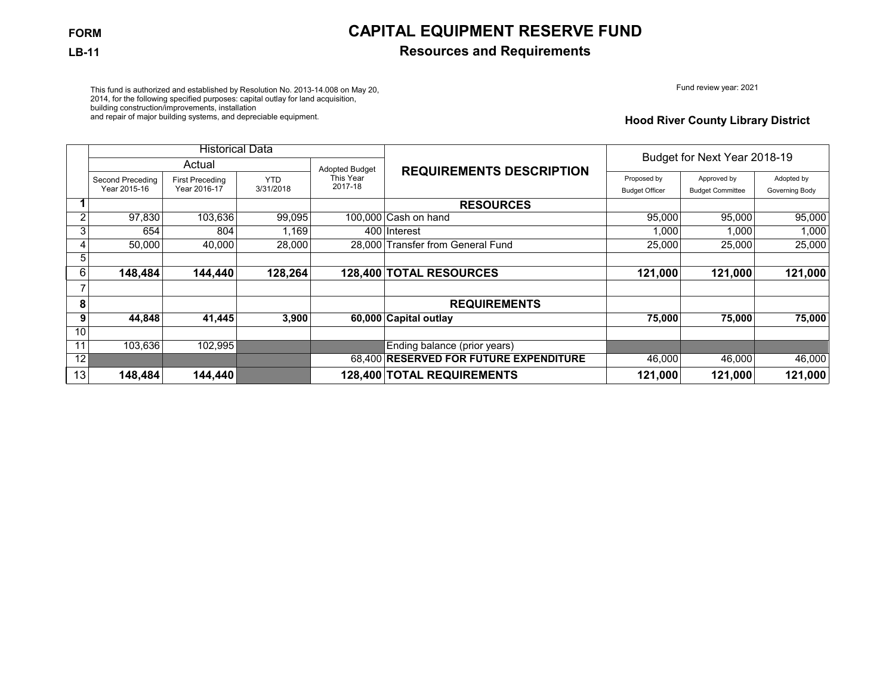FORM

LB-11

# CAPITAL EQUIPMENT RESERVE FUND

## Resources and Requirements

This fund is authorized and established by Resolution No. 2013-14.008 on May 20, 2014, for the following specified purposes: capital outlay for land acquisition, building construction/improvements, installation and repair of major building systems, and depreciable equipment.

Fund review year: 2021

**Hood River County Library District**

| | Historical Data | | | | REQUIREMENTS DESCRIPTION | Budget for Next Year 2018-19 | | |
|---|---|---|---|---|---|---|---|---|
| | Actual | | | Adopted Budget This Year 2017-18 | | | | |
| | Second Preceding Year 2015-16 | First Preceding Year 2016-17 | YTD 3/31/2018 | | | Proposed by Budget Officer | Approved by Budget Committee | Adopted by Governing Body |
| **1** | | | | | **RESOURCES** | | | |
| 2 | 97,830 | 103,636 | 99,095 | 100,000 | Cash on hand | 95,000 | 95,000 | 95,000 |
| 3 | 654 | 804 | 1,169 | 400 | Interest | 1,000 | 1,000 | 1,000 |
| 4 | 50,000 | 40,000 | 28,000 | 28,000 | Transfer from General Fund | 25,000 | 25,000 | 25,000 |
| 5 | | | | | | | | |
| 6 | **148,484** | **144,440** | **128,264** | **128,400** | **TOTAL RESOURCES** | **121,000** | **121,000** | **121,000** |
| 7 | | | | | | | | |
| **8** | | | | | **REQUIREMENTS** | | | |
| **9** | **44,848** | **41,445** | **3,900** | **60,000** | **Capital outlay** | **75,000** | **75,000** | **75,000** |
| 10 | | | | | | | | |
| 11 | 103,636 | 102,995 | | | Ending balance (prior years) | | | |
| 12 | | | | 68,400 | **RESERVED FOR FUTURE EXPENDITURE** | 46,000 | 46,000 | 46,000 |
| 13 | **148,484** | **144,440** | | **128,400** | **TOTAL REQUIREMENTS** | **121,000** | **121,000** | **121,000** |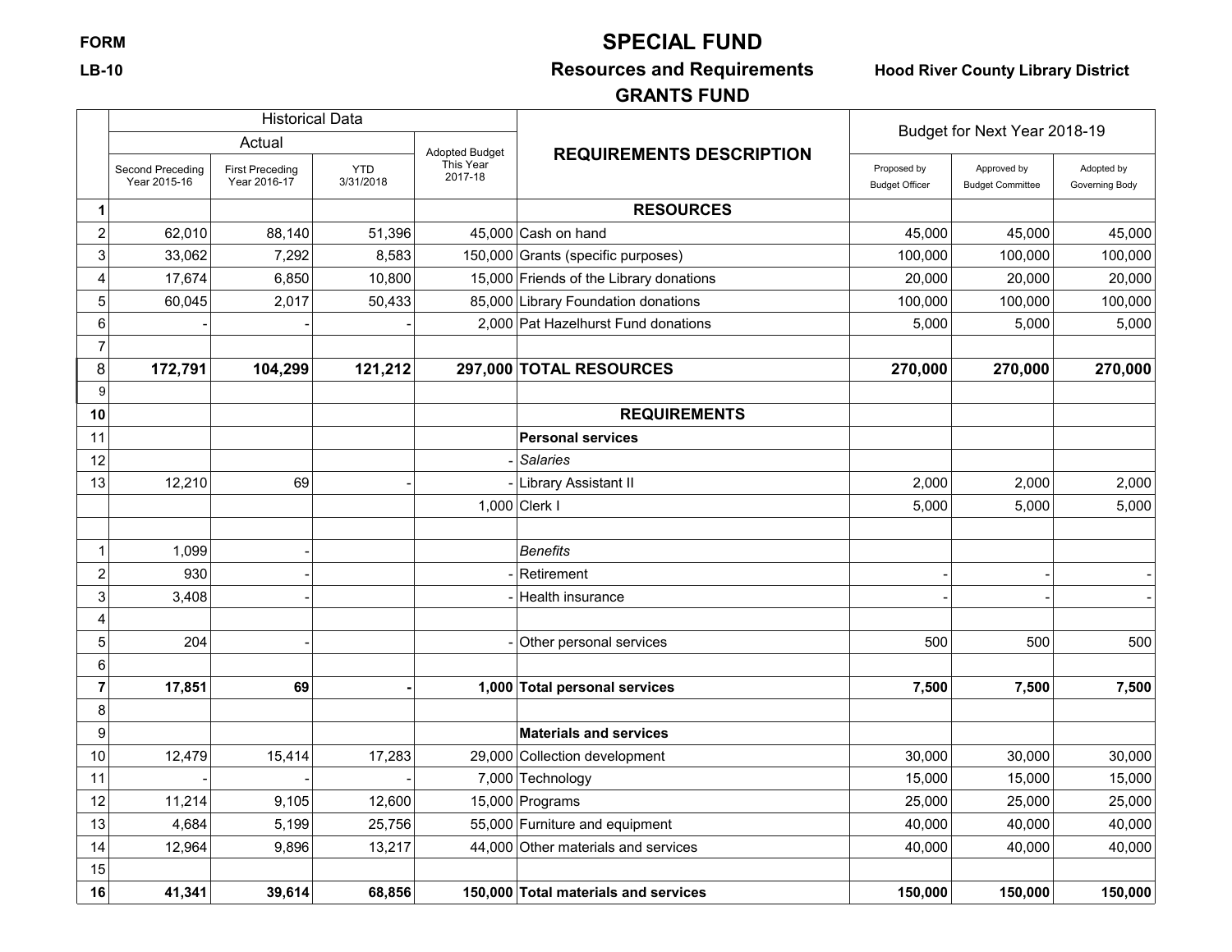FORM LB-10

# SPECIAL FUND

## Resources and Requirements

## GRANTS FUND

**Hood River County Library District**

| | Historical Data | | | | REQUIREMENTS DESCRIPTION | Budget for Next Year 2018-19 | | |
|---|---|---|---|---|---|---|---|---|
| | Actual | | | Adopted Budget This Year 2017-18 | | | | |
| | Second Preceding Year 2015-16 | First Preceding Year 2016-17 | YTD 3/31/2018 | | | Proposed by Budget Officer | Approved by Budget Committee | Adopted by Governing Body |
| **1** | | | | | **RESOURCES** | | | |
| 2 | 62,010 | 88,140 | 51,396 | 45,000 | Cash on hand | 45,000 | 45,000 | 45,000 |
| 3 | 33,062 | 7,292 | 8,583 | 150,000 | Grants (specific purposes) | 100,000 | 100,000 | 100,000 |
| 4 | 17,674 | 6,850 | 10,800 | 15,000 | Friends of the Library donations | 20,000 | 20,000 | 20,000 |
| 5 | 60,045 | 2,017 | 50,433 | 85,000 | Library Foundation donations | 100,000 | 100,000 | 100,000 |
| 6 | - | - | - | 2,000 | Pat Hazelhurst Fund donations | 5,000 | 5,000 | 5,000 |
| 7 | | | | | | | | |
| 8 | **172,791** | **104,299** | **121,212** | **297,000** | **TOTAL RESOURCES** | **270,000** | **270,000** | **270,000** |
| 9 | | | | | | | | |
| **10** | | | | | **REQUIREMENTS** | | | |
| 11 | | | | | **Personal services** | | | |
| 12 | | | | - | *Salaries* | | | |
| 13 | 12,210 | 69 | - | - | Library Assistant II | 2,000 | 2,000 | 2,000 |
| | | | | 1,000 | Clerk I | 5,000 | 5,000 | 5,000 |
| | | | | | | | | |
| 1 | 1,099 | - | | | *Benefits* | | | |
| 2 | 930 | - | | - | Retirement | - | - | - |
| 3 | 3,408 | - | | - | Health insurance | - | - | - |
| 4 | | | | | | | | |
| 5 | 204 | - | | - | Other personal services | 500 | 500 | 500 |
| 6 | | | | | | | | |
| **7** | **17,851** | **69** | **-** | **1,000** | **Total personal services** | **7,500** | **7,500** | **7,500** |
| 8 | | | | | | | | |
| 9 | | | | | **Materials and services** | | | |
| 10 | 12,479 | 15,414 | 17,283 | 29,000 | Collection development | 30,000 | 30,000 | 30,000 |
| 11 | - | - | - | 7,000 | Technology | 15,000 | 15,000 | 15,000 |
| 12 | 11,214 | 9,105 | 12,600 | 15,000 | Programs | 25,000 | 25,000 | 25,000 |
| 13 | 4,684 | 5,199 | 25,756 | 55,000 | Furniture and equipment | 40,000 | 40,000 | 40,000 |
| 14 | 12,964 | 9,896 | 13,217 | 44,000 | Other materials and services | 40,000 | 40,000 | 40,000 |
| 15 | | | | | | | | |
| **16** | **41,341** | **39,614** | **68,856** | **150,000** | **Total materials and services** | **150,000** | **150,000** | **150,000** |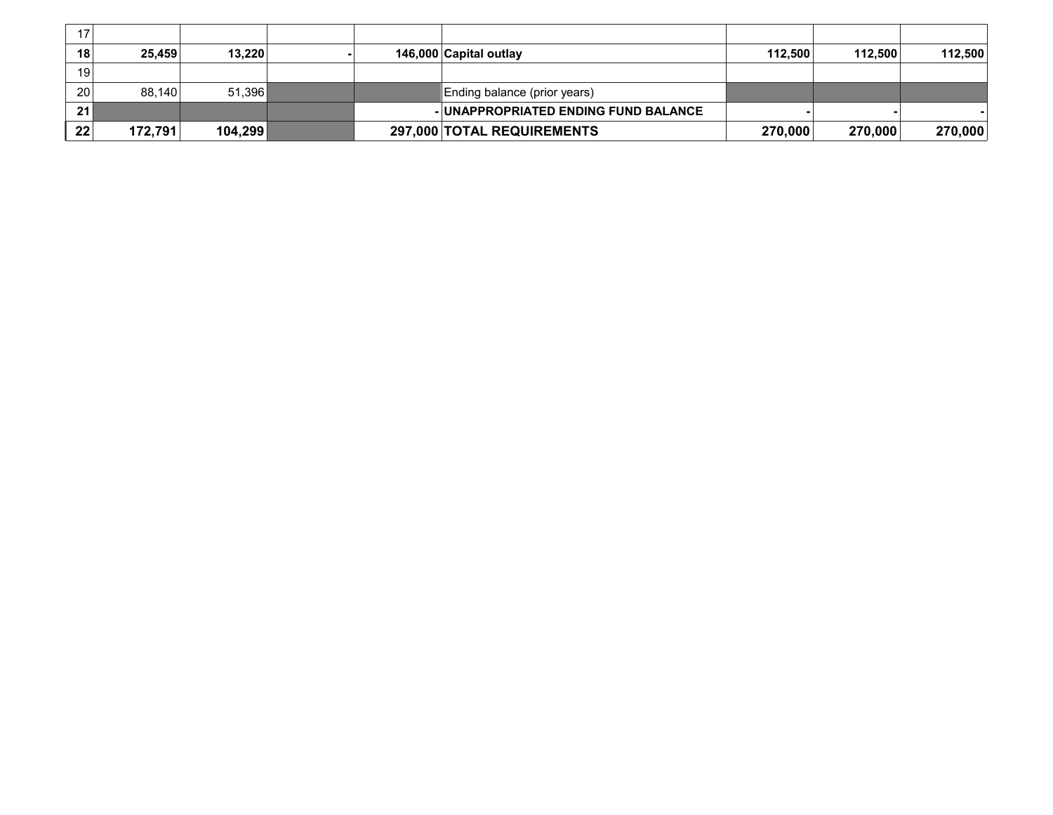| | | | | | | | | |
|---|---|---|---|---|---|---|---|---|
| 17 | | | | | | | | |
| **18** | **25,459** | **13,220** | **-** | **146,000** | **Capital outlay** | **112,500** | **112,500** | **112,500** |
| 19 | | | | | | | | |
| 20 | 88,140 | 51,396 | | | Ending balance (prior years) | | | |
| **21** | | | | **-** | **UNAPPROPRIATED ENDING FUND BALANCE** | **-** | **-** | **-** |
| **22** | **172,791** | **104,299** | | **297,000** | **TOTAL REQUIREMENTS** | **270,000** | **270,000** | **270,000** |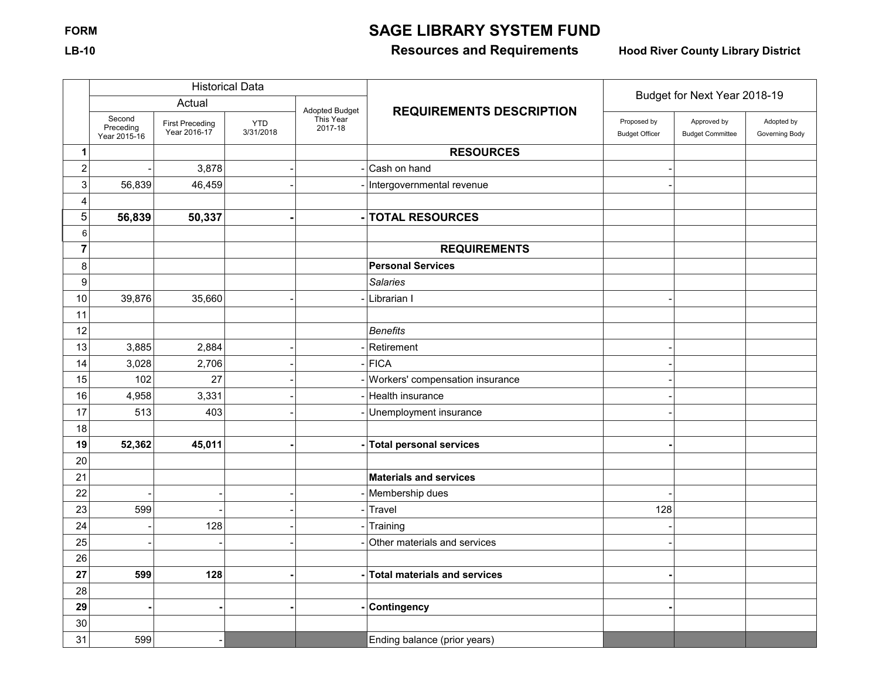FORM

LB-10

# SAGE LIBRARY SYSTEM FUND

## Resources and Requirements

**Hood River County Library District**

| | Historical Data | | | | REQUIREMENTS DESCRIPTION | Budget for Next Year 2018-19 | | |
|---|---|---|---|---|---|---|---|---|
| | Actual | | | Adopted Budget This Year 2017-18 | | Proposed by Budget Officer | Approved by Budget Committee | Adopted by Governing Body |
| | Second Preceding Year 2015-16 | First Preceding Year 2016-17 | YTD 3/31/2018 | | | | | |
| 1 | | | | | **RESOURCES** | | | |
| 2 | - | 3,878 | - | - | Cash on hand | - | | |
| 3 | 56,839 | 46,459 | - | - | Intergovernmental revenue | - | | |
| 4 | | | | | | | | |
| 5 | **56,839** | **50,337** | **-** | **-** | **TOTAL RESOURCES** | | | |
| 6 | | | | | | | | |
| 7 | | | | | **REQUIREMENTS** | | | |
| 8 | | | | | **Personal Services** | | | |
| 9 | | | | | *Salaries* | | | |
| 10 | 39,876 | 35,660 | - | - | Librarian I | - | | |
| 11 | | | | | | | | |
| 12 | | | | | *Benefits* | | | |
| 13 | 3,885 | 2,884 | - | - | Retirement | - | | |
| 14 | 3,028 | 2,706 | - | - | FICA | - | | |
| 15 | 102 | 27 | - | - | Workers' compensation insurance | - | | |
| 16 | 4,958 | 3,331 | - | - | Health insurance | - | | |
| 17 | 513 | 403 | - | - | Unemployment insurance | - | | |
| 18 | | | | | | | | |
| 19 | **52,362** | **45,011** | **-** | **-** | **Total personal services** | **-** | | |
| 20 | | | | | | | | |
| 21 | | | | | **Materials and services** | | | |
| 22 | - | - | - | - | Membership dues | - | | |
| 23 | 599 | - | - | - | Travel | 128 | | |
| 24 | - | 128 | - | - | Training | - | | |
| 25 | - | - | - | - | Other materials and services | - | | |
| 26 | | | | | | | | |
| 27 | **599** | **128** | **-** | **-** | **Total materials and services** | **-** | | |
| 28 | | | | | | | | |
| 29 | **-** | **-** | **-** | **-** | **Contingency** | **-** | | |
| 30 | | | | | | | | |
| 31 | 599 | - | | | Ending balance (prior years) | | | |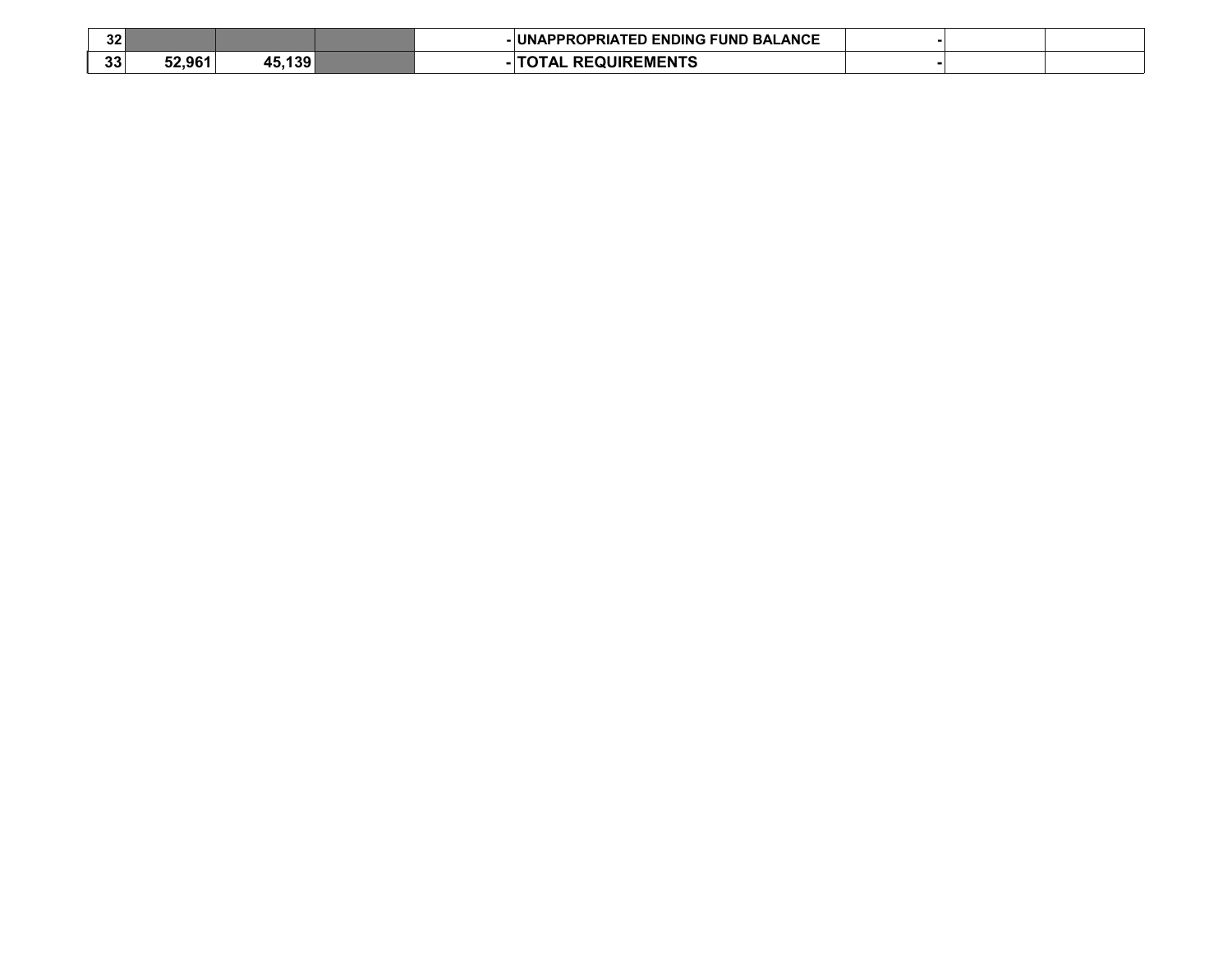| | | | | | | | | |
|---|---|---|---|---|---|---|---|---|
| 32 | | | | - | UNAPPROPRIATED ENDING FUND BALANCE | - | | |
| 33 | 52,961 | 45,139 | | - | **TOTAL REQUIREMENTS** | - | | |